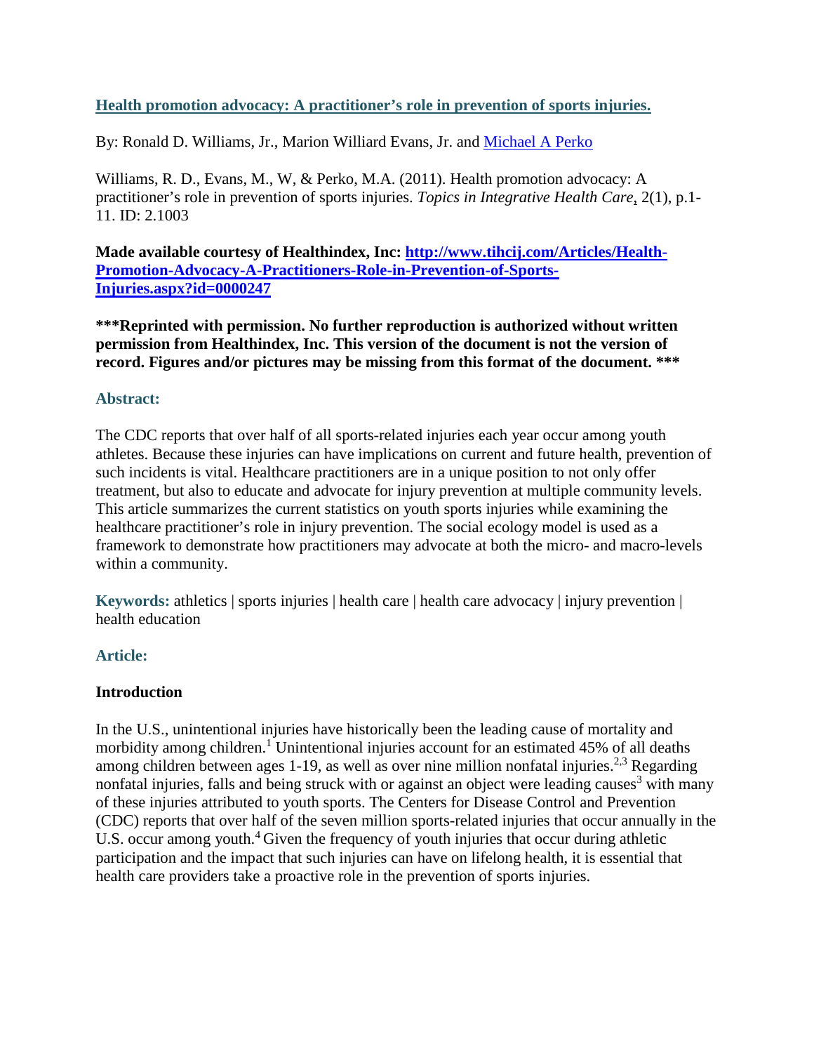# [Health promotion advocacy: A practitioner's role in prevention of sports injuries.](http://www.tihcij.com/Articles/Health-Promotion-Advocacy-A-Practitioners-Role-in-Prevention-of-Sports-Injuries.aspx?id=0000247)

By: Ronald D. Williams, Jr., Marion Williard Evans, Jr. and Michael A Perko

Williams, R. D., Evans, M., W, & Perko, M.A. (2011). Health promotion advocacy: A practitioner's role in prevention of sports injuries. *Topics in Integrative Health Care*, 2(1), p.1-11. ID: 2.1003

**Made available courtesy of Healthindex, Inc: [http://www.tihcij.com/Articles/Health-Promotion-Advocacy-A-Practitioners-Role-in-Prevention-of-Sports-Injuries.aspx?id=0000247](http://www.tihcij.com/Articles/Health-Promotion-Advocacy-A-Practitioners-Role-in-Prevention-of-Sports-Injuries.aspx?id=0000247)**

**\*\*\*Reprinted with permission. No further reproduction is authorized without written permission from Healthindex, Inc. This version of the document is not the version of record. Figures and/or pictures may be missing from this format of the document. \*\*\***

## Abstract:

The CDC reports that over half of all sports-related injuries each year occur among youth athletes. Because these injuries can have implications on current and future health, prevention of such incidents is vital. Healthcare practitioners are in a unique position to not only offer treatment, but also to educate and advocate for injury prevention at multiple community levels. This article summarizes the current statistics on youth sports injuries while examining the healthcare practitioner's role in injury prevention. The social ecology model is used as a framework to demonstrate how practitioners may advocate at both the micro- and macro-levels within a community.

**Keywords:** athletics | sports injuries | health care | health care advocacy | injury prevention | health education

## Article:

### Introduction

In the U.S., unintentional injuries have historically been the leading cause of mortality and morbidity among children.[1] Unintentional injuries account for an estimated 45% of all deaths among children between ages 1-19, as well as over nine million nonfatal injuries.[2,3] Regarding nonfatal injuries, falls and being struck with or against an object were leading causes[3] with many of these injuries attributed to youth sports. The Centers for Disease Control and Prevention (CDC) reports that over half of the seven million sports-related injuries that occur annually in the U.S. occur among youth.[4] Given the frequency of youth injuries that occur during athletic participation and the impact that such injuries can have on lifelong health, it is essential that health care providers take a proactive role in the prevention of sports injuries.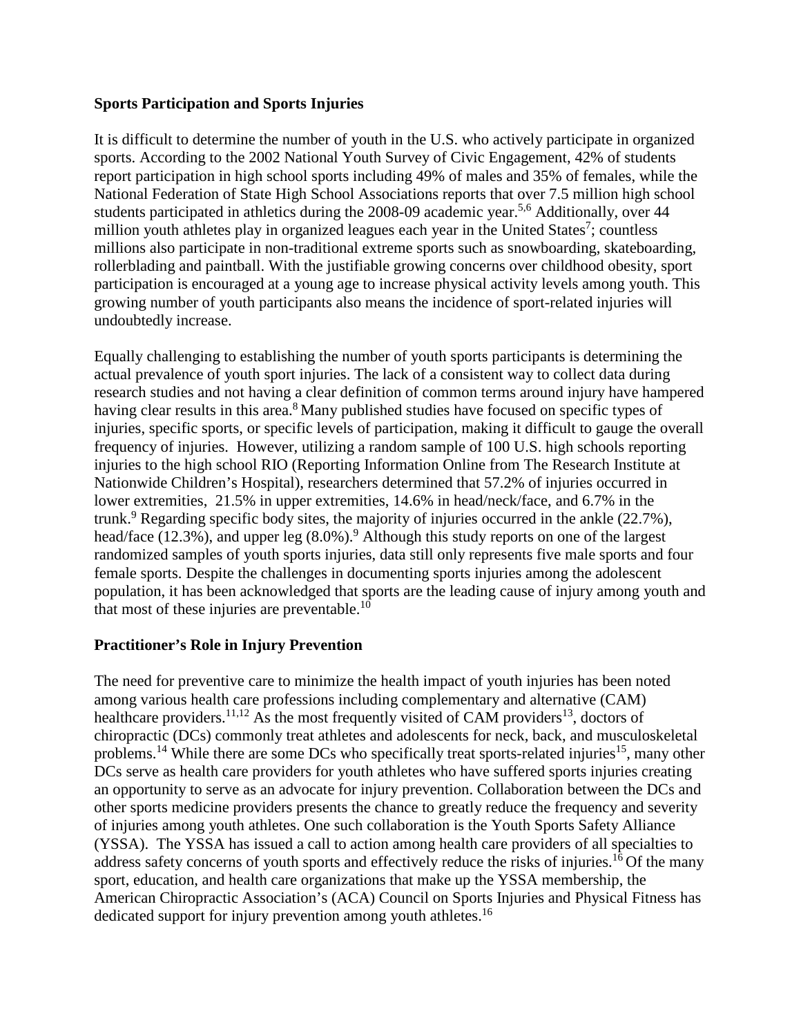**Sports Participation and Sports Injuries**

It is difficult to determine the number of youth in the U.S. who actively participate in organized sports. According to the 2002 National Youth Survey of Civic Engagement, 42% of students report participation in high school sports including 49% of males and 35% of females, while the National Federation of State High School Associations reports that over 7.5 million high school students participated in athletics during the 2008-09 academic year.[5,6] Additionally, over 44 million youth athletes play in organized leagues each year in the United States[7]; countless millions also participate in non-traditional extreme sports such as snowboarding, skateboarding, rollerblading and paintball. With the justifiable growing concerns over childhood obesity, sport participation is encouraged at a young age to increase physical activity levels among youth. This growing number of youth participants also means the incidence of sport-related injuries will undoubtedly increase.

Equally challenging to establishing the number of youth sports participants is determining the actual prevalence of youth sport injuries. The lack of a consistent way to collect data during research studies and not having a clear definition of common terms around injury have hampered having clear results in this area.[8] Many published studies have focused on specific types of injuries, specific sports, or specific levels of participation, making it difficult to gauge the overall frequency of injuries. However, utilizing a random sample of 100 U.S. high schools reporting injuries to the high school RIO (Reporting Information Online from The Research Institute at Nationwide Children's Hospital), researchers determined that 57.2% of injuries occurred in lower extremities, 21.5% in upper extremities, 14.6% in head/neck/face, and 6.7% in the trunk.[9] Regarding specific body sites, the majority of injuries occurred in the ankle (22.7%), head/face (12.3%), and upper leg (8.0%).[9] Although this study reports on one of the largest randomized samples of youth sports injuries, data still only represents five male sports and four female sports. Despite the challenges in documenting sports injuries among the adolescent population, it has been acknowledged that sports are the leading cause of injury among youth and that most of these injuries are preventable.[10]

**Practitioner's Role in Injury Prevention**

The need for preventive care to minimize the health impact of youth injuries has been noted among various health care professions including complementary and alternative (CAM) healthcare providers.[11,12] As the most frequently visited of CAM providers[13], doctors of chiropractic (DCs) commonly treat athletes and adolescents for neck, back, and musculoskeletal problems.[14] While there are some DCs who specifically treat sports-related injuries[15], many other DCs serve as health care providers for youth athletes who have suffered sports injuries creating an opportunity to serve as an advocate for injury prevention. Collaboration between the DCs and other sports medicine providers presents the chance to greatly reduce the frequency and severity of injuries among youth athletes. One such collaboration is the Youth Sports Safety Alliance (YSSA). The YSSA has issued a call to action among health care providers of all specialties to address safety concerns of youth sports and effectively reduce the risks of injuries.[16] Of the many sport, education, and health care organizations that make up the YSSA membership, the American Chiropractic Association's (ACA) Council on Sports Injuries and Physical Fitness has dedicated support for injury prevention among youth athletes.[16]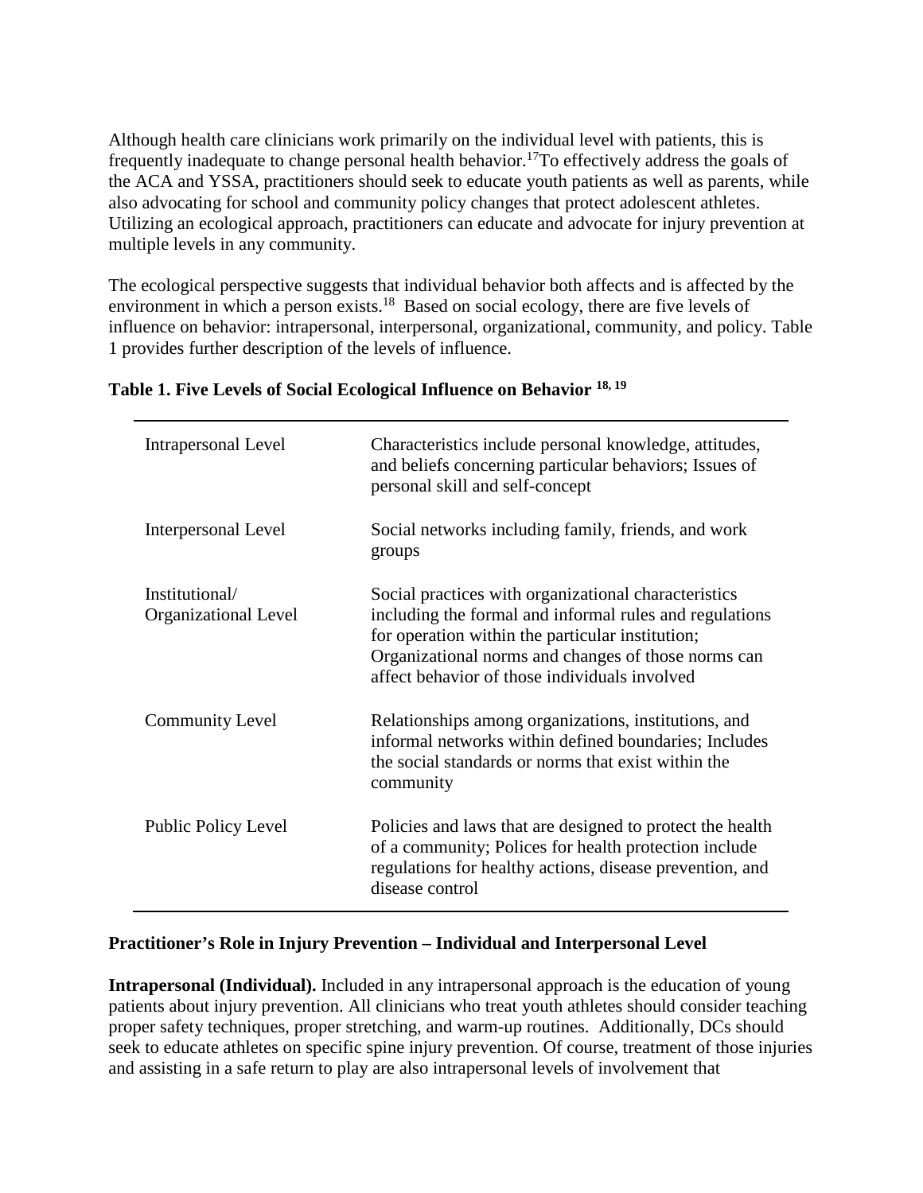Although health care clinicians work primarily on the individual level with patients, this is frequently inadequate to change personal health behavior.[17] To effectively address the goals of the ACA and YSSA, practitioners should seek to educate youth patients as well as parents, while also advocating for school and community policy changes that protect adolescent athletes. Utilizing an ecological approach, practitioners can educate and advocate for injury prevention at multiple levels in any community.

The ecological perspective suggests that individual behavior both affects and is affected by the environment in which a person exists.[18] Based on social ecology, there are five levels of influence on behavior: intrapersonal, interpersonal, organizational, community, and policy. Table 1 provides further description of the levels of influence.

**Table 1. Five Levels of Social Ecological Influence on Behavior [18, 19]**

| Level | Description |
|---|---|
| Intrapersonal Level | Characteristics include personal knowledge, attitudes, and beliefs concerning particular behaviors; Issues of personal skill and self-concept |
| Interpersonal Level | Social networks including family, friends, and work groups |
| Institutional/ Organizational Level | Social practices with organizational characteristics including the formal and informal rules and regulations for operation within the particular institution; Organizational norms and changes of those norms can affect behavior of those individuals involved |
| Community Level | Relationships among organizations, institutions, and informal networks within defined boundaries; Includes the social standards or norms that exist within the community |
| Public Policy Level | Policies and laws that are designed to protect the health of a community; Polices for health protection include regulations for healthy actions, disease prevention, and disease control |

### Practitioner's Role in Injury Prevention – Individual and Interpersonal Level

**Intrapersonal (Individual).** Included in any intrapersonal approach is the education of young patients about injury prevention. All clinicians who treat youth athletes should consider teaching proper safety techniques, proper stretching, and warm-up routines. Additionally, DCs should seek to educate athletes on specific spine injury prevention. Of course, treatment of those injuries and assisting in a safe return to play are also intrapersonal levels of involvement that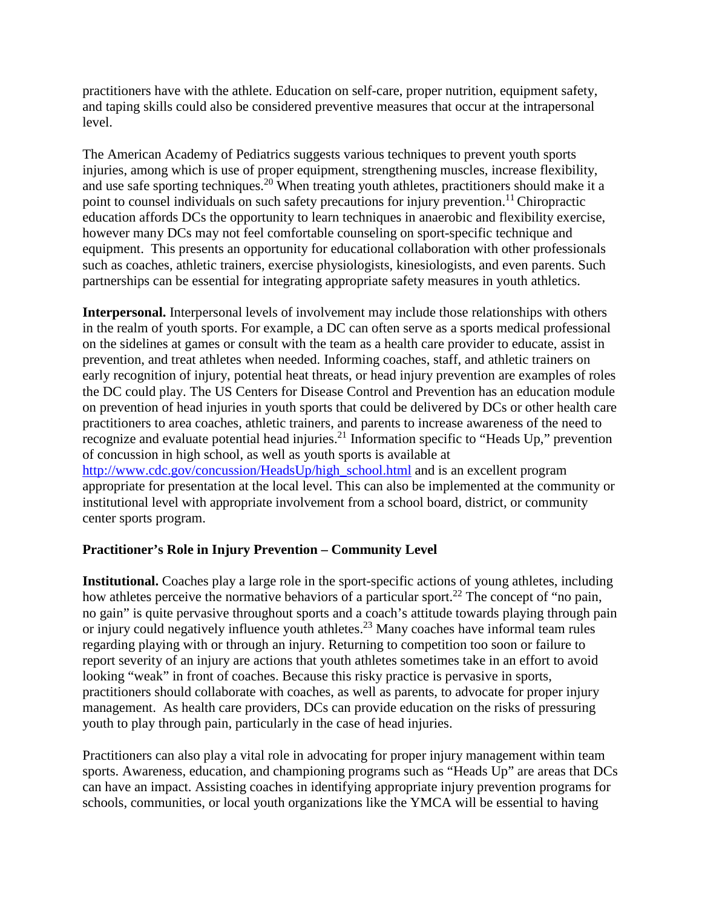practitioners have with the athlete. Education on self-care, proper nutrition, equipment safety, and taping skills could also be considered preventive measures that occur at the intrapersonal level.

The American Academy of Pediatrics suggests various techniques to prevent youth sports injuries, among which is use of proper equipment, strengthening muscles, increase flexibility, and use safe sporting techniques.[20] When treating youth athletes, practitioners should make it a point to counsel individuals on such safety precautions for injury prevention.[11] Chiropractic education affords DCs the opportunity to learn techniques in anaerobic and flexibility exercise, however many DCs may not feel comfortable counseling on sport-specific technique and equipment. This presents an opportunity for educational collaboration with other professionals such as coaches, athletic trainers, exercise physiologists, kinesiologists, and even parents. Such partnerships can be essential for integrating appropriate safety measures in youth athletics.

**Interpersonal.** Interpersonal levels of involvement may include those relationships with others in the realm of youth sports. For example, a DC can often serve as a sports medical professional on the sidelines at games or consult with the team as a health care provider to educate, assist in prevention, and treat athletes when needed. Informing coaches, staff, and athletic trainers on early recognition of injury, potential heat threats, or head injury prevention are examples of roles the DC could play. The US Centers for Disease Control and Prevention has an education module on prevention of head injuries in youth sports that could be delivered by DCs or other health care practitioners to area coaches, athletic trainers, and parents to increase awareness of the need to recognize and evaluate potential head injuries.[21] Information specific to "Heads Up," prevention of concussion in high school, as well as youth sports is available at http://www.cdc.gov/concussion/HeadsUp/high_school.html and is an excellent program appropriate for presentation at the local level. This can also be implemented at the community or institutional level with appropriate involvement from a school board, district, or community center sports program.

### Practitioner's Role in Injury Prevention – Community Level

**Institutional.** Coaches play a large role in the sport-specific actions of young athletes, including how athletes perceive the normative behaviors of a particular sport.[22] The concept of "no pain, no gain" is quite pervasive throughout sports and a coach's attitude towards playing through pain or injury could negatively influence youth athletes.[23] Many coaches have informal team rules regarding playing with or through an injury. Returning to competition too soon or failure to report severity of an injury are actions that youth athletes sometimes take in an effort to avoid looking "weak" in front of coaches. Because this risky practice is pervasive in sports, practitioners should collaborate with coaches, as well as parents, to advocate for proper injury management. As health care providers, DCs can provide education on the risks of pressuring youth to play through pain, particularly in the case of head injuries.

Practitioners can also play a vital role in advocating for proper injury management within team sports. Awareness, education, and championing programs such as "Heads Up" are areas that DCs can have an impact. Assisting coaches in identifying appropriate injury prevention programs for schools, communities, or local youth organizations like the YMCA will be essential to having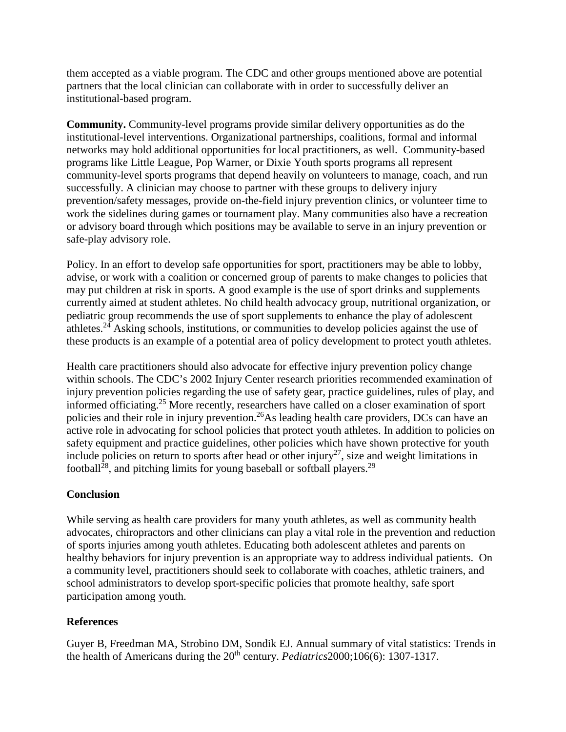them accepted as a viable program. The CDC and other groups mentioned above are potential partners that the local clinician can collaborate with in order to successfully deliver an institutional-based program.

**Community.** Community-level programs provide similar delivery opportunities as do the institutional-level interventions. Organizational partnerships, coalitions, formal and informal networks may hold additional opportunities for local practitioners, as well. Community-based programs like Little League, Pop Warner, or Dixie Youth sports programs all represent community-level sports programs that depend heavily on volunteers to manage, coach, and run successfully. A clinician may choose to partner with these groups to delivery injury prevention/safety messages, provide on-the-field injury prevention clinics, or volunteer time to work the sidelines during games or tournament play. Many communities also have a recreation or advisory board through which positions may be available to serve in an injury prevention or safe-play advisory role.

Policy. In an effort to develop safe opportunities for sport, practitioners may be able to lobby, advise, or work with a coalition or concerned group of parents to make changes to policies that may put children at risk in sports. A good example is the use of sport drinks and supplements currently aimed at student athletes. No child health advocacy group, nutritional organization, or pediatric group recommends the use of sport supplements to enhance the play of adolescent athletes.[24] Asking schools, institutions, or communities to develop policies against the use of these products is an example of a potential area of policy development to protect youth athletes.

Health care practitioners should also advocate for effective injury prevention policy change within schools. The CDC's 2002 Injury Center research priorities recommended examination of injury prevention policies regarding the use of safety gear, practice guidelines, rules of play, and informed officiating.[25] More recently, researchers have called on a closer examination of sport policies and their role in injury prevention.[26]As leading health care providers, DCs can have an active role in advocating for school policies that protect youth athletes. In addition to policies on safety equipment and practice guidelines, other policies which have shown protective for youth include policies on return to sports after head or other injury[27], size and weight limitations in football[28], and pitching limits for young baseball or softball players.[29]

## Conclusion

While serving as health care providers for many youth athletes, as well as community health advocates, chiropractors and other clinicians can play a vital role in the prevention and reduction of sports injuries among youth athletes. Educating both adolescent athletes and parents on healthy behaviors for injury prevention is an appropriate way to address individual patients. On a community level, practitioners should seek to collaborate with coaches, athletic trainers, and school administrators to develop sport-specific policies that promote healthy, safe sport participation among youth.

## References

Guyer B, Freedman MA, Strobino DM, Sondik EJ. Annual summary of vital statistics: Trends in the health of Americans during the 20th century. *Pediatrics*2000;106(6): 1307-1317.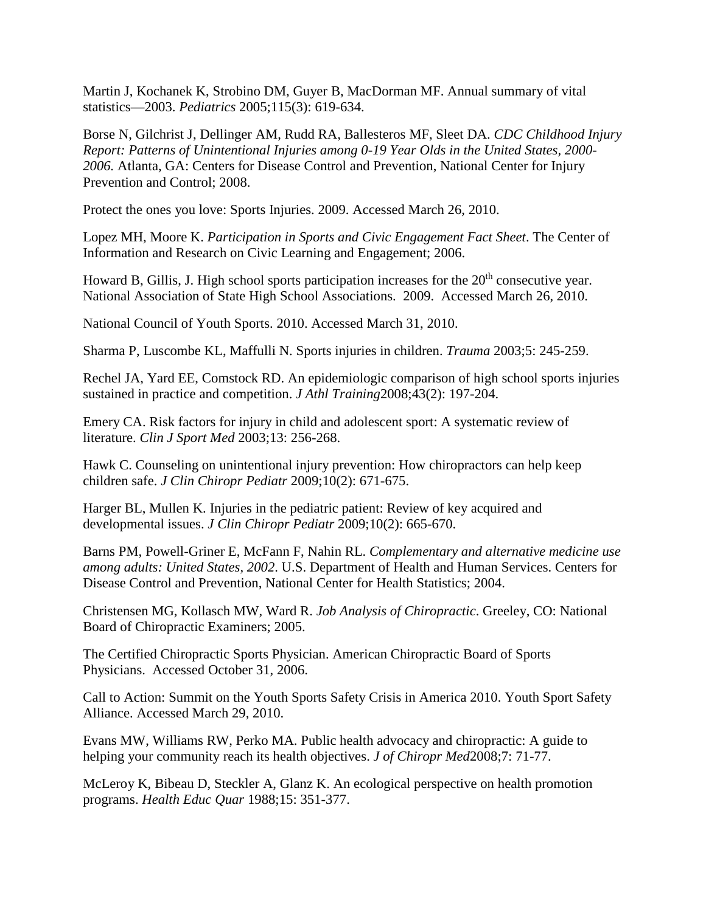Martin J, Kochanek K, Strobino DM, Guyer B, MacDorman MF. Annual summary of vital statistics—2003. *Pediatrics* 2005;115(3): 619-634.

Borse N, Gilchrist J, Dellinger AM, Rudd RA, Ballesteros MF, Sleet DA. *CDC Childhood Injury Report: Patterns of Unintentional Injuries among 0-19 Year Olds in the United States, 2000-2006.* Atlanta, GA: Centers for Disease Control and Prevention, National Center for Injury Prevention and Control; 2008.

Protect the ones you love: Sports Injuries. 2009. Accessed March 26, 2010.

Lopez MH, Moore K. *Participation in Sports and Civic Engagement Fact Sheet*. The Center of Information and Research on Civic Learning and Engagement; 2006.

Howard B, Gillis, J. High school sports participation increases for the 20th consecutive year. National Association of State High School Associations. 2009. Accessed March 26, 2010.

National Council of Youth Sports. 2010. Accessed March 31, 2010.

Sharma P, Luscombe KL, Maffulli N. Sports injuries in children. *Trauma* 2003;5: 245-259.

Rechel JA, Yard EE, Comstock RD. An epidemiologic comparison of high school sports injuries sustained in practice and competition. *J Athl Training*2008;43(2): 197-204.

Emery CA. Risk factors for injury in child and adolescent sport: A systematic review of literature. *Clin J Sport Med* 2003;13: 256-268.

Hawk C. Counseling on unintentional injury prevention: How chiropractors can help keep children safe. *J Clin Chiropr Pediatr* 2009;10(2): 671-675.

Harger BL, Mullen K. Injuries in the pediatric patient: Review of key acquired and developmental issues. *J Clin Chiropr Pediatr* 2009;10(2): 665-670.

Barns PM, Powell-Griner E, McFann F, Nahin RL. *Complementary and alternative medicine use among adults: United States, 2002*. U.S. Department of Health and Human Services. Centers for Disease Control and Prevention, National Center for Health Statistics; 2004.

Christensen MG, Kollasch MW, Ward R. *Job Analysis of Chiropractic*. Greeley, CO: National Board of Chiropractic Examiners; 2005.

The Certified Chiropractic Sports Physician. American Chiropractic Board of Sports Physicians. Accessed October 31, 2006.

Call to Action: Summit on the Youth Sports Safety Crisis in America 2010. Youth Sport Safety Alliance. Accessed March 29, 2010.

Evans MW, Williams RW, Perko MA. Public health advocacy and chiropractic: A guide to helping your community reach its health objectives. *J of Chiropr Med*2008;7: 71-77.

McLeroy K, Bibeau D, Steckler A, Glanz K. An ecological perspective on health promotion programs. *Health Educ Quar* 1988;15: 351-377.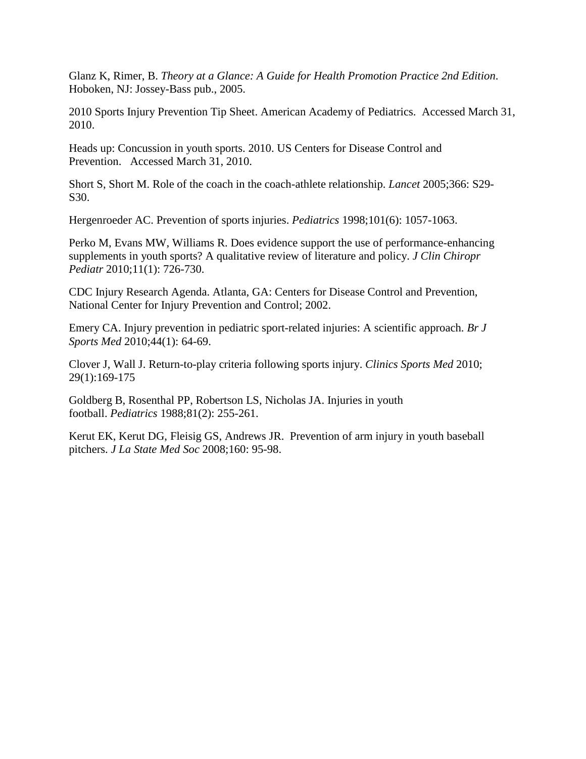Glanz K, Rimer, B. *Theory at a Glance: A Guide for Health Promotion Practice 2nd Edition*. Hoboken, NJ: Jossey-Bass pub., 2005.

2010 Sports Injury Prevention Tip Sheet. American Academy of Pediatrics. Accessed March 31, 2010.

Heads up: Concussion in youth sports. 2010. US Centers for Disease Control and Prevention. Accessed March 31, 2010.

Short S, Short M. Role of the coach in the coach-athlete relationship. *Lancet* 2005;366: S29-S30.

Hergenroeder AC. Prevention of sports injuries. *Pediatrics* 1998;101(6): 1057-1063.

Perko M, Evans MW, Williams R. Does evidence support the use of performance-enhancing supplements in youth sports? A qualitative review of literature and policy. *J Clin Chiropr Pediatr* 2010;11(1): 726-730.

CDC Injury Research Agenda. Atlanta, GA: Centers for Disease Control and Prevention, National Center for Injury Prevention and Control; 2002.

Emery CA. Injury prevention in pediatric sport-related injuries: A scientific approach. *Br J Sports Med* 2010;44(1): 64-69.

Clover J, Wall J. Return-to-play criteria following sports injury. *Clinics Sports Med* 2010; 29(1):169-175

Goldberg B, Rosenthal PP, Robertson LS, Nicholas JA. Injuries in youth football. *Pediatrics* 1988;81(2): 255-261.

Kerut EK, Kerut DG, Fleisig GS, Andrews JR. Prevention of arm injury in youth baseball pitchers. *J La State Med Soc* 2008;160: 95-98.